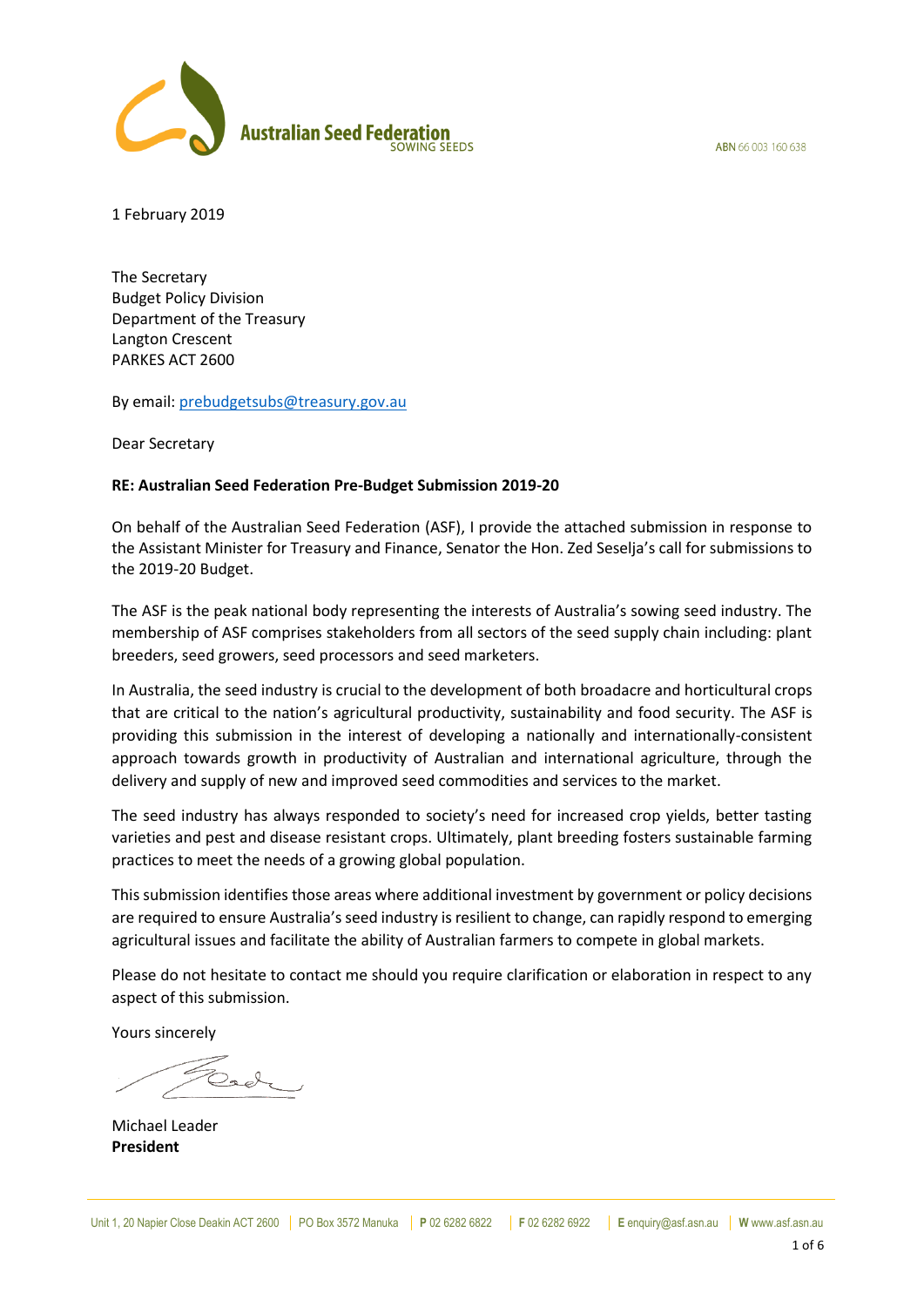Australian Seed Federation
SOWING SEEDS

ABN 66 003 160 638

1 February 2019

The Secretary
Budget Policy Division
Department of the Treasury
Langton Crescent
PARKES ACT 2600

By email: prebudgetsubs@treasury.gov.au

Dear Secretary

**RE: Australian Seed Federation Pre-Budget Submission 2019-20**

On behalf of the Australian Seed Federation (ASF), I provide the attached submission in response to the Assistant Minister for Treasury and Finance, Senator the Hon. Zed Seselja's call for submissions to the 2019-20 Budget.

The ASF is the peak national body representing the interests of Australia's sowing seed industry. The membership of ASF comprises stakeholders from all sectors of the seed supply chain including: plant breeders, seed growers, seed processors and seed marketers.

In Australia, the seed industry is crucial to the development of both broadacre and horticultural crops that are critical to the nation's agricultural productivity, sustainability and food security. The ASF is providing this submission in the interest of developing a nationally and internationally-consistent approach towards growth in productivity of Australian and international agriculture, through the delivery and supply of new and improved seed commodities and services to the market.

The seed industry has always responded to society's need for increased crop yields, better tasting varieties and pest and disease resistant crops. Ultimately, plant breeding fosters sustainable farming practices to meet the needs of a growing global population.

This submission identifies those areas where additional investment by government or policy decisions are required to ensure Australia's seed industry is resilient to change, can rapidly respond to emerging agricultural issues and facilitate the ability of Australian farmers to compete in global markets.

Please do not hesitate to contact me should you require clarification or elaboration in respect to any aspect of this submission.

Yours sincerely

Michael Leader
**President**

Unit 1, 20 Napier Close Deakin ACT 2600 | PO Box 3572 Manuka | P 02 6282 6822 | F 02 6282 6922 | E enquiry@asf.asn.au | W www.asf.asn.au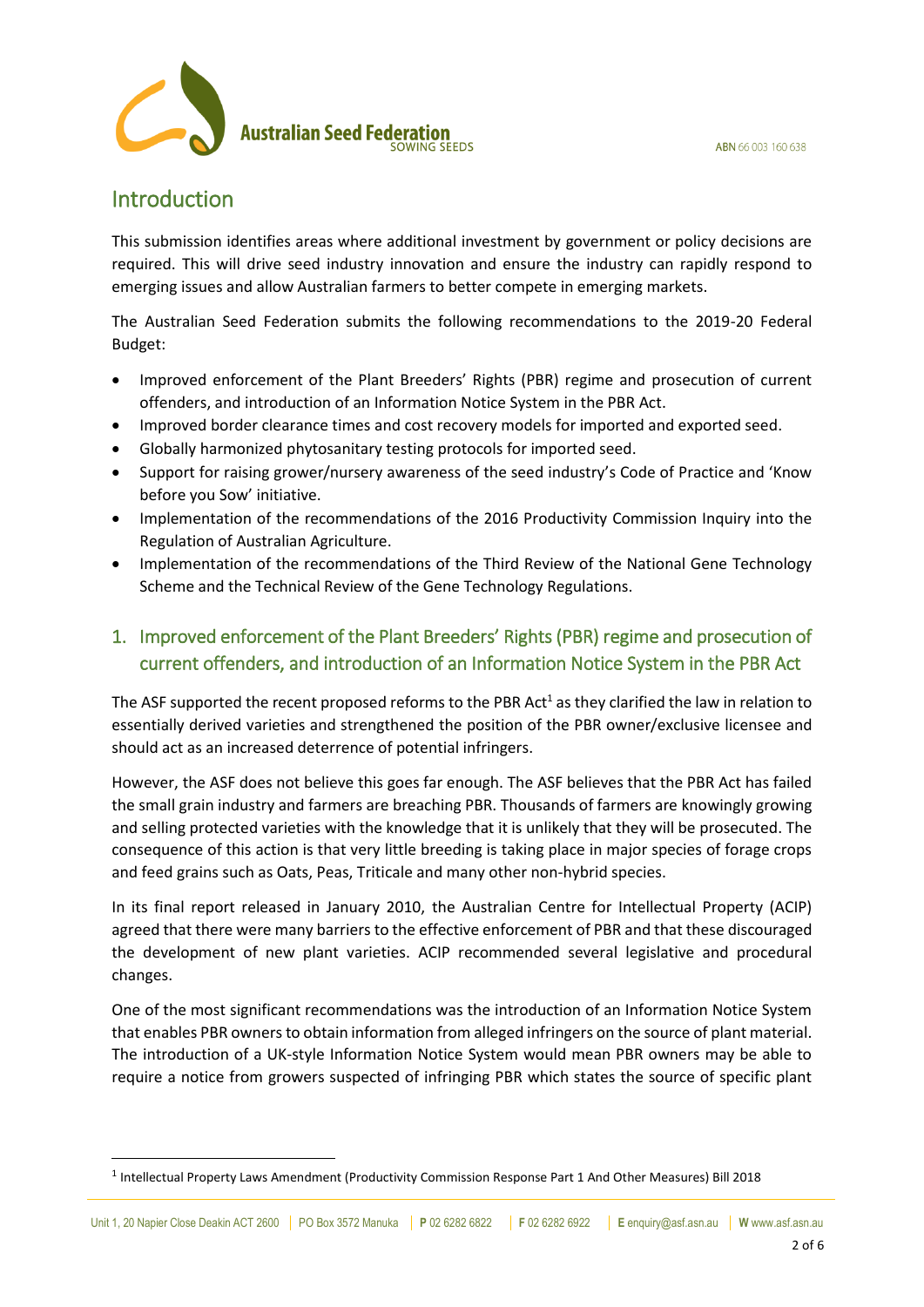## Introduction

This submission identifies areas where additional investment by government or policy decisions are required. This will drive seed industry innovation and ensure the industry can rapidly respond to emerging issues and allow Australian farmers to better compete in emerging markets.

The Australian Seed Federation submits the following recommendations to the 2019-20 Federal Budget:

- Improved enforcement of the Plant Breeders' Rights (PBR) regime and prosecution of current offenders, and introduction of an Information Notice System in the PBR Act.
- Improved border clearance times and cost recovery models for imported and exported seed.
- Globally harmonized phytosanitary testing protocols for imported seed.
- Support for raising grower/nursery awareness of the seed industry's Code of Practice and 'Know before you Sow' initiative.
- Implementation of the recommendations of the 2016 Productivity Commission Inquiry into the Regulation of Australian Agriculture.
- Implementation of the recommendations of the Third Review of the National Gene Technology Scheme and the Technical Review of the Gene Technology Regulations.

## 1. Improved enforcement of the Plant Breeders' Rights (PBR) regime and prosecution of current offenders, and introduction of an Information Notice System in the PBR Act

The ASF supported the recent proposed reforms to the PBR Act[1] as they clarified the law in relation to essentially derived varieties and strengthened the position of the PBR owner/exclusive licensee and should act as an increased deterrence of potential infringers.

However, the ASF does not believe this goes far enough. The ASF believes that the PBR Act has failed the small grain industry and farmers are breaching PBR. Thousands of farmers are knowingly growing and selling protected varieties with the knowledge that it is unlikely that they will be prosecuted. The consequence of this action is that very little breeding is taking place in major species of forage crops and feed grains such as Oats, Peas, Triticale and many other non-hybrid species.

In its final report released in January 2010, the Australian Centre for Intellectual Property (ACIP) agreed that there were many barriers to the effective enforcement of PBR and that these discouraged the development of new plant varieties. ACIP recommended several legislative and procedural changes.

One of the most significant recommendations was the introduction of an Information Notice System that enables PBR owners to obtain information from alleged infringers on the source of plant material. The introduction of a UK-style Information Notice System would mean PBR owners may be able to require a notice from growers suspected of infringing PBR which states the source of specific plant

[1] Intellectual Property Laws Amendment (Productivity Commission Response Part 1 And Other Measures) Bill 2018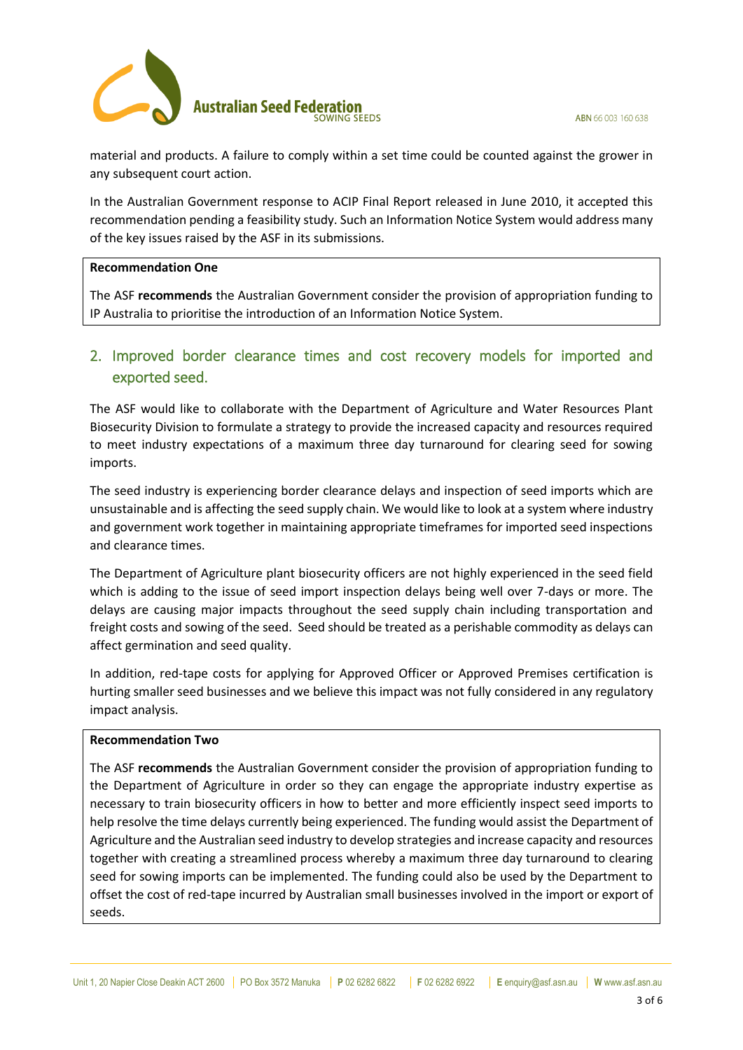material and products. A failure to comply within a set time could be counted against the grower in any subsequent court action.

In the Australian Government response to ACIP Final Report released in June 2010, it accepted this recommendation pending a feasibility study. Such an Information Notice System would address many of the key issues raised by the ASF in its submissions.

**Recommendation One**

The ASF **recommends** the Australian Government consider the provision of appropriation funding to IP Australia to prioritise the introduction of an Information Notice System.

## 2. Improved border clearance times and cost recovery models for imported and exported seed.

The ASF would like to collaborate with the Department of Agriculture and Water Resources Plant Biosecurity Division to formulate a strategy to provide the increased capacity and resources required to meet industry expectations of a maximum three day turnaround for clearing seed for sowing imports.

The seed industry is experiencing border clearance delays and inspection of seed imports which are unsustainable and is affecting the seed supply chain. We would like to look at a system where industry and government work together in maintaining appropriate timeframes for imported seed inspections and clearance times.

The Department of Agriculture plant biosecurity officers are not highly experienced in the seed field which is adding to the issue of seed import inspection delays being well over 7-days or more. The delays are causing major impacts throughout the seed supply chain including transportation and freight costs and sowing of the seed. Seed should be treated as a perishable commodity as delays can affect germination and seed quality.

In addition, red-tape costs for applying for Approved Officer or Approved Premises certification is hurting smaller seed businesses and we believe this impact was not fully considered in any regulatory impact analysis.

**Recommendation Two**

The ASF **recommends** the Australian Government consider the provision of appropriation funding to the Department of Agriculture in order so they can engage the appropriate industry expertise as necessary to train biosecurity officers in how to better and more efficiently inspect seed imports to help resolve the time delays currently being experienced. The funding would assist the Department of Agriculture and the Australian seed industry to develop strategies and increase capacity and resources together with creating a streamlined process whereby a maximum three day turnaround to clearing seed for sowing imports can be implemented. The funding could also be used by the Department to offset the cost of red-tape incurred by Australian small businesses involved in the import or export of seeds.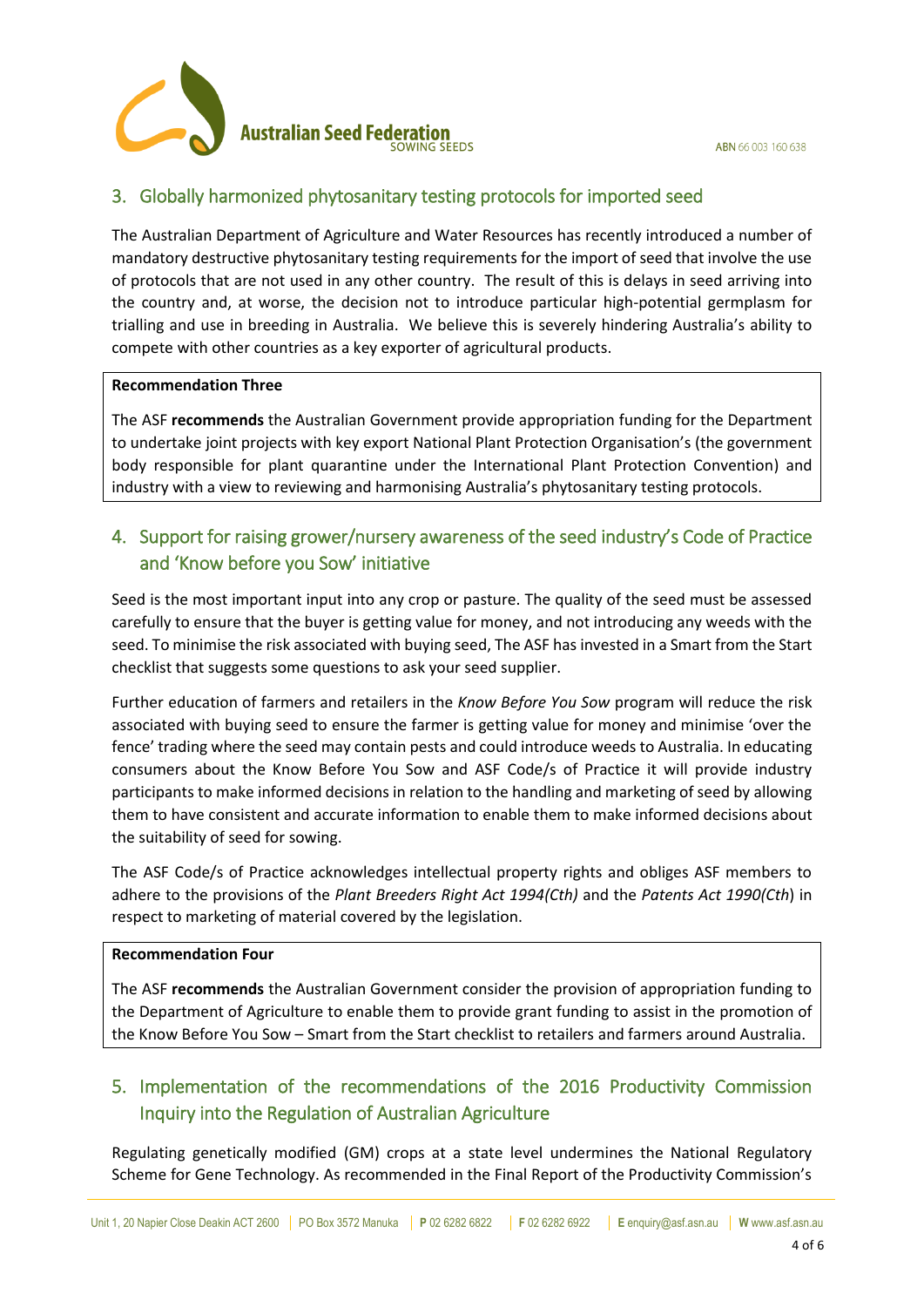## 3. Globally harmonized phytosanitary testing protocols for imported seed

The Australian Department of Agriculture and Water Resources has recently introduced a number of mandatory destructive phytosanitary testing requirements for the import of seed that involve the use of protocols that are not used in any other country. The result of this is delays in seed arriving into the country and, at worse, the decision not to introduce particular high-potential germplasm for trialling and use in breeding in Australia. We believe this is severely hindering Australia's ability to compete with other countries as a key exporter of agricultural products.

**Recommendation Three**

The ASF **recommends** the Australian Government provide appropriation funding for the Department to undertake joint projects with key export National Plant Protection Organisation's (the government body responsible for plant quarantine under the International Plant Protection Convention) and industry with a view to reviewing and harmonising Australia's phytosanitary testing protocols.

## 4. Support for raising grower/nursery awareness of the seed industry's Code of Practice and 'Know before you Sow' initiative

Seed is the most important input into any crop or pasture. The quality of the seed must be assessed carefully to ensure that the buyer is getting value for money, and not introducing any weeds with the seed. To minimise the risk associated with buying seed, The ASF has invested in a Smart from the Start checklist that suggests some questions to ask your seed supplier.

Further education of farmers and retailers in the *Know Before You Sow* program will reduce the risk associated with buying seed to ensure the farmer is getting value for money and minimise 'over the fence' trading where the seed may contain pests and could introduce weeds to Australia. In educating consumers about the Know Before You Sow and ASF Code/s of Practice it will provide industry participants to make informed decisions in relation to the handling and marketing of seed by allowing them to have consistent and accurate information to enable them to make informed decisions about the suitability of seed for sowing.

The ASF Code/s of Practice acknowledges intellectual property rights and obliges ASF members to adhere to the provisions of the *Plant Breeders Right Act 1994(Cth)* and the *Patents Act 1990(Cth*) in respect to marketing of material covered by the legislation.

**Recommendation Four**

The ASF **recommends** the Australian Government consider the provision of appropriation funding to the Department of Agriculture to enable them to provide grant funding to assist in the promotion of the Know Before You Sow – Smart from the Start checklist to retailers and farmers around Australia.

## 5. Implementation of the recommendations of the 2016 Productivity Commission Inquiry into the Regulation of Australian Agriculture

Regulating genetically modified (GM) crops at a state level undermines the National Regulatory Scheme for Gene Technology. As recommended in the Final Report of the Productivity Commission's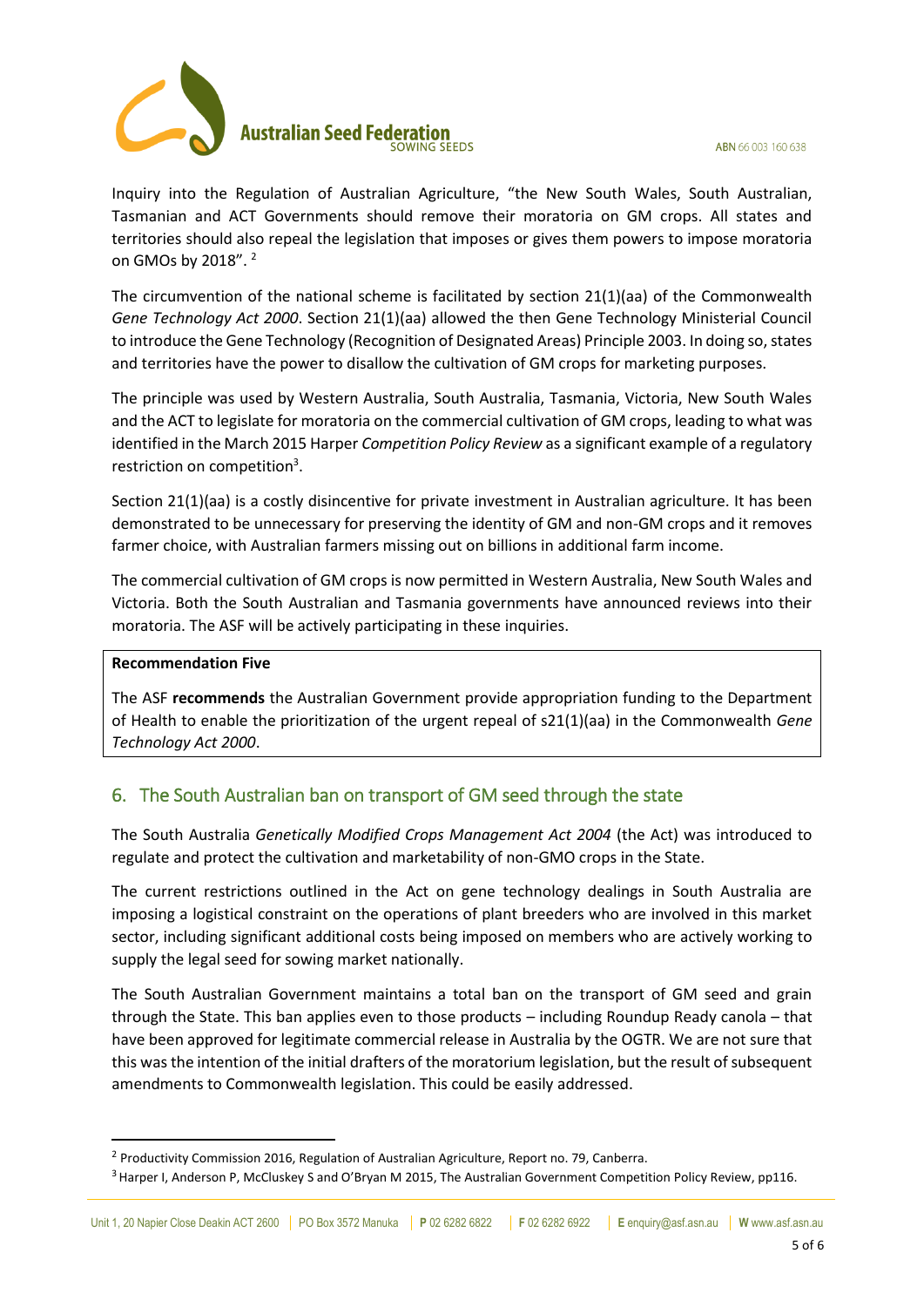Inquiry into the Regulation of Australian Agriculture, "the New South Wales, South Australian, Tasmanian and ACT Governments should remove their moratoria on GM crops. All states and territories should also repeal the legislation that imposes or gives them powers to impose moratoria on GMOs by 2018". [2]

The circumvention of the national scheme is facilitated by section 21(1)(aa) of the Commonwealth *Gene Technology Act 2000*. Section 21(1)(aa) allowed the then Gene Technology Ministerial Council to introduce the Gene Technology (Recognition of Designated Areas) Principle 2003. In doing so, states and territories have the power to disallow the cultivation of GM crops for marketing purposes.

The principle was used by Western Australia, South Australia, Tasmania, Victoria, New South Wales and the ACT to legislate for moratoria on the commercial cultivation of GM crops, leading to what was identified in the March 2015 Harper *Competition Policy Review* as a significant example of a regulatory restriction on competition[3].

Section 21(1)(aa) is a costly disincentive for private investment in Australian agriculture. It has been demonstrated to be unnecessary for preserving the identity of GM and non-GM crops and it removes farmer choice, with Australian farmers missing out on billions in additional farm income.

The commercial cultivation of GM crops is now permitted in Western Australia, New South Wales and Victoria. Both the South Australian and Tasmania governments have announced reviews into their moratoria. The ASF will be actively participating in these inquiries.

**Recommendation Five**

The ASF **recommends** the Australian Government provide appropriation funding to the Department of Health to enable the prioritization of the urgent repeal of s21(1)(aa) in the Commonwealth *Gene Technology Act 2000*.

## 6. The South Australian ban on transport of GM seed through the state

The South Australia *Genetically Modified Crops Management Act 2004* (the Act) was introduced to regulate and protect the cultivation and marketability of non-GMO crops in the State.

The current restrictions outlined in the Act on gene technology dealings in South Australia are imposing a logistical constraint on the operations of plant breeders who are involved in this market sector, including significant additional costs being imposed on members who are actively working to supply the legal seed for sowing market nationally.

The South Australian Government maintains a total ban on the transport of GM seed and grain through the State. This ban applies even to those products – including Roundup Ready canola – that have been approved for legitimate commercial release in Australia by the OGTR. We are not sure that this was the intention of the initial drafters of the moratorium legislation, but the result of subsequent amendments to Commonwealth legislation. This could be easily addressed.

---

[2] Productivity Commission 2016, Regulation of Australian Agriculture, Report no. 79, Canberra.

[3] Harper I, Anderson P, McCluskey S and O'Bryan M 2015, The Australian Government Competition Policy Review, pp116.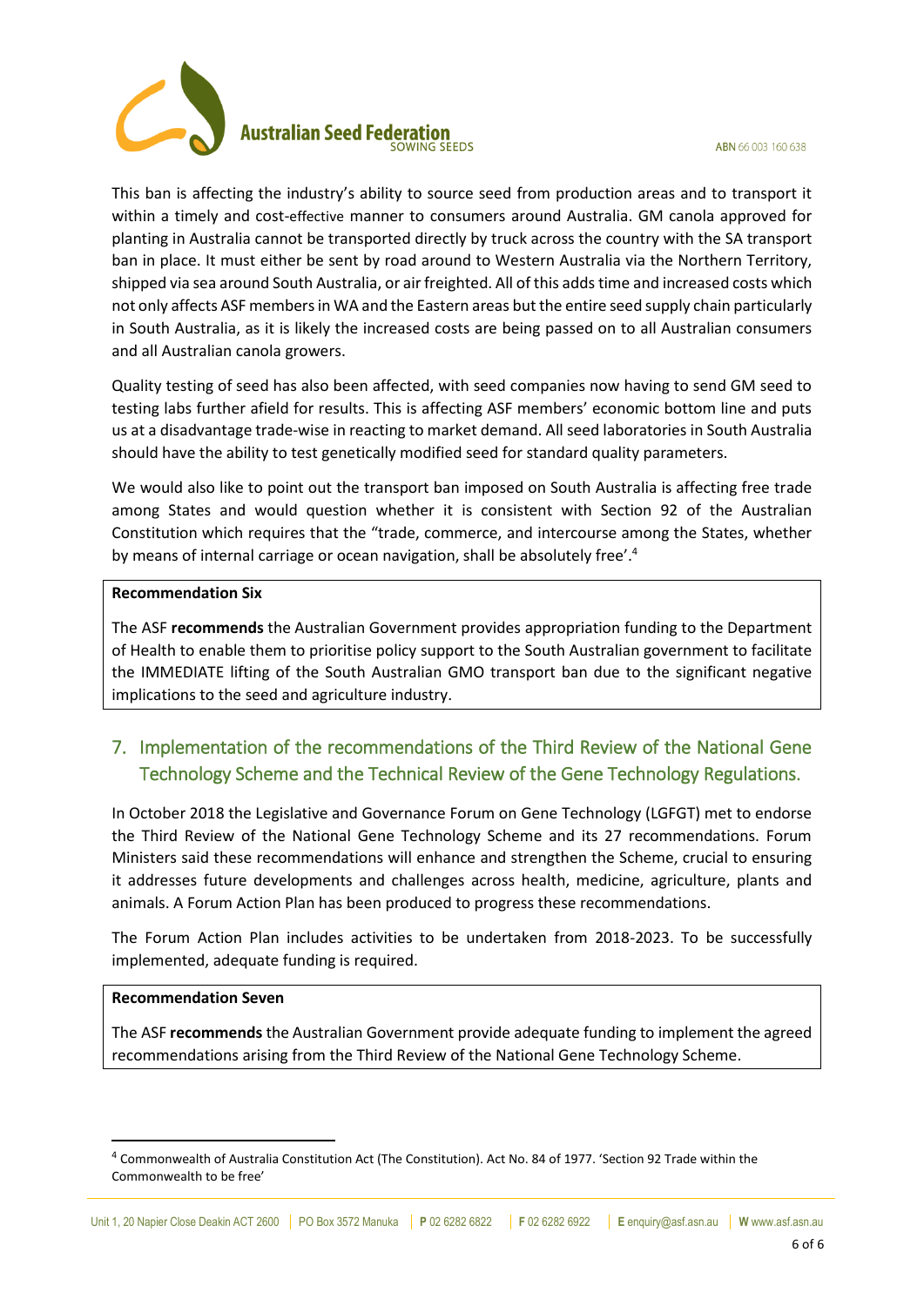This ban is affecting the industry's ability to source seed from production areas and to transport it within a timely and cost-effective manner to consumers around Australia. GM canola approved for planting in Australia cannot be transported directly by truck across the country with the SA transport ban in place. It must either be sent by road around to Western Australia via the Northern Territory, shipped via sea around South Australia, or air freighted. All of this adds time and increased costs which not only affects ASF members in WA and the Eastern areas but the entire seed supply chain particularly in South Australia, as it is likely the increased costs are being passed on to all Australian consumers and all Australian canola growers.

Quality testing of seed has also been affected, with seed companies now having to send GM seed to testing labs further afield for results. This is affecting ASF members' economic bottom line and puts us at a disadvantage trade-wise in reacting to market demand. All seed laboratories in South Australia should have the ability to test genetically modified seed for standard quality parameters.

We would also like to point out the transport ban imposed on South Australia is affecting free trade among States and would question whether it is consistent with Section 92 of the Australian Constitution which requires that the "trade, commerce, and intercourse among the States, whether by means of internal carriage or ocean navigation, shall be absolutely free'.[4]

**Recommendation Six**

The ASF **recommends** the Australian Government provides appropriation funding to the Department of Health to enable them to prioritise policy support to the South Australian government to facilitate the IMMEDIATE lifting of the South Australian GMO transport ban due to the significant negative implications to the seed and agriculture industry.

## 7. Implementation of the recommendations of the Third Review of the National Gene Technology Scheme and the Technical Review of the Gene Technology Regulations.

In October 2018 the Legislative and Governance Forum on Gene Technology (LGFGT) met to endorse the Third Review of the National Gene Technology Scheme and its 27 recommendations. Forum Ministers said these recommendations will enhance and strengthen the Scheme, crucial to ensuring it addresses future developments and challenges across health, medicine, agriculture, plants and animals. A Forum Action Plan has been produced to progress these recommendations.

The Forum Action Plan includes activities to be undertaken from 2018-2023. To be successfully implemented, adequate funding is required.

**Recommendation Seven**

The ASF **recommends** the Australian Government provide adequate funding to implement the agreed recommendations arising from the Third Review of the National Gene Technology Scheme.

---

[4] Commonwealth of Australia Constitution Act (The Constitution). Act No. 84 of 1977. 'Section 92 Trade within the Commonwealth to be free'